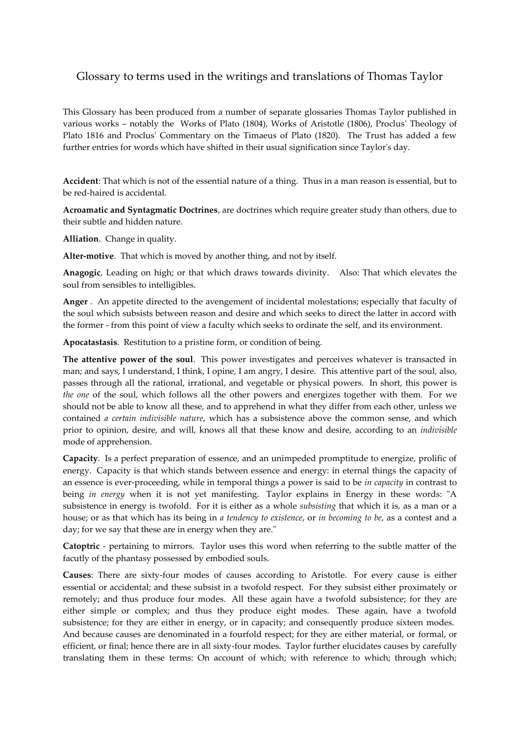# Glossary to terms used in the writings and translations of Thomas Taylor

This Glossary has been produced from a number of separate glossaries Thomas Taylor published in various works – notably the Works of Plato (1804), Works of Aristotle (1806), Proclus' Theology of Plato 1816 and Proclus' Commentary on the Timaeus of Plato (1820). The Trust has added a few further entries for words which have shifted in their usual signification since Taylor's day.

**Accident**: That which is not of the essential nature of a thing. Thus in a man reason is essential, but to be red-haired is accidental.

**Acroamatic and Syntagmatic Doctrines**, are doctrines which require greater study than others, due to their subtle and hidden nature.

**Alliation**. Change in quality.

**Alter-motive**. That which is moved by another thing, and not by itself.

**Anagogic**, Leading on high; or that which draws towards divinity. Also: That which elevates the soul from sensibles to intelligibles.

**Anger** . An appetite directed to the avengement of incidental molestations; especially that faculty of the soul which subsists between reason and desire and which seeks to direct the latter in accord with the former - from this point of view a faculty which seeks to ordinate the self, and its environment.

**Apocatastasis**. Restitution to a pristine form, or condition of being.

**The attentive power of the soul**. This power investigates and perceives whatever is transacted in man; and says, I understand, I think, I opine, I am angry, I desire. This attentive part of the soul, also, passes through all the rational, irrational, and vegetable or physical powers. In short, this power is *the one* of the soul, which follows all the other powers and energizes together with them. For we should not be able to know all these, and to apprehend in what they differ from each other, unless we contained *a certain indivisible nature*, which has a subsistence above the common sense, and which prior to opinion, desire, and will, knows all that these know and desire, according to an *indivisible* mode of apprehension.

**Capacity**. Is a perfect preparation of essence, and an unimpeded promptitude to energize, prolific of energy. Capacity is that which stands between essence and energy: in eternal things the capacity of an essence is ever-proceeding, while in temporal things a power is said to be *in capacity* in contrast to being *in energy* when it is not yet manifesting. Taylor explains in Energy in these words: "A subsistence in energy is twofold. For it is either as a whole *subsisting* that which it is, as a man or a house; or as that which has its being in *a tendency to existence*, or *in becoming to be*, as a contest and a day; for we say that these are in energy when they are."

**Catoptric** - pertaining to mirrors. Taylor uses this word when referring to the subtle matter of the facutly of the phantasy possessed by embodied souls.

**Causes**: There are sixty-four modes of causes according to Aristotle. For every cause is either essential or accidental; and these subsist in a twofold respect. For they subsist either proximately or remotely; and thus produce four modes. All these again have a twofold subsistence; for they are either simple or complex; and thus they produce eight modes. These again, have a twofold subsistence; for they are either in energy, or in capacity; and consequently produce sixteen modes. And because causes are denominated in a fourfold respect; for they are either material, or formal, or efficient, or final; hence there are in all sixty-four modes. Taylor further elucidates causes by carefully translating them in these terms: On account of which; with reference to which; through which;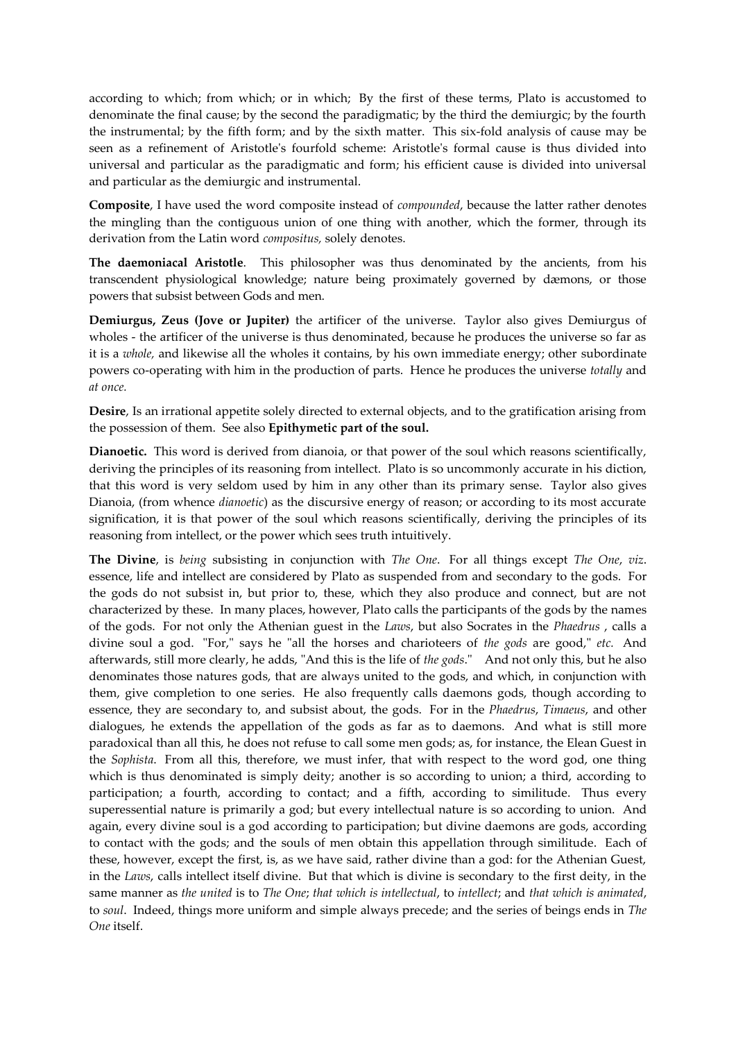according to which; from which; or in which; By the first of these terms, Plato is accustomed to denominate the final cause; by the second the paradigmatic; by the third the demiurgic; by the fourth the instrumental; by the fifth form; and by the sixth matter. This six-fold analysis of cause may be seen as a refinement of Aristotle's fourfold scheme: Aristotle's formal cause is thus divided into universal and particular as the paradigmatic and form; his efficient cause is divided into universal and particular as the demiurgic and instrumental.

**Composite**, I have used the word composite instead of *compounded*, because the latter rather denotes the mingling than the contiguous union of one thing with another, which the former, through its derivation from the Latin word *compositus,* solely denotes.

**The daemoniacal Aristotle**. This philosopher was thus denominated by the ancients, from his transcendent physiological knowledge; nature being proximately governed by dæmons, or those powers that subsist between Gods and men.

**Demiurgus, Zeus (Jove or Jupiter)** the artificer of the universe. Taylor also gives Demiurgus of wholes - the artificer of the universe is thus denominated, because he produces the universe so far as it is a *whole,* and likewise all the wholes it contains, by his own immediate energy; other subordinate powers co-operating with him in the production of parts. Hence he produces the universe *totally* and *at once.*

**Desire**, Is an irrational appetite solely directed to external objects, and to the gratification arising from the possession of them. See also **Epithymetic part of the soul.**

**Dianoetic.** This word is derived from dianoia, or that power of the soul which reasons scientifically, deriving the principles of its reasoning from intellect. Plato is so uncommonly accurate in his diction, that this word is very seldom used by him in any other than its primary sense. Taylor also gives Dianoia, (from whence *dianoetic*) as the discursive energy of reason; or according to its most accurate signification, it is that power of the soul which reasons scientifically, deriving the principles of its reasoning from intellect, or the power which sees truth intuitively.

**The Divine**, is *being* subsisting in conjunction with *The One*. For all things except *The One*, *viz*. essence, life and intellect are considered by Plato as suspended from and secondary to the gods. For the gods do not subsist in, but prior to, these, which they also produce and connect, but are not characterized by these. In many places, however, Plato calls the participants of the gods by the names of the gods. For not only the Athenian guest in the *Laws*, but also Socrates in the *Phaedrus* , calls a divine soul a god. "For," says he "all the horses and charioteers of *the gods* are good," *etc.* And afterwards, still more clearly, he adds, "And this is the life of *the gods*." And not only this, but he also denominates those natures gods, that are always united to the gods, and which, in conjunction with them, give completion to one series. He also frequently calls daemons gods, though according to essence, they are secondary to, and subsist about, the gods. For in the *Phaedrus*, *Timaeus*, and other dialogues, he extends the appellation of the gods as far as to daemons. And what is still more paradoxical than all this, he does not refuse to call some men gods; as, for instance, the Elean Guest in the *Sophista*. From all this, therefore, we must infer, that with respect to the word god, one thing which is thus denominated is simply deity; another is so according to union; a third, according to participation; a fourth, according to contact; and a fifth, according to similitude. Thus every superessential nature is primarily a god; but every intellectual nature is so according to union. And again, every divine soul is a god according to participation; but divine daemons are gods, according to contact with the gods; and the souls of men obtain this appellation through similitude. Each of these, however, except the first, is, as we have said, rather divine than a god: for the Athenian Guest, in the *Laws*, calls intellect itself divine. But that which is divine is secondary to the first deity, in the same manner as *the united* is to *The One*; *that which is intellectual*, to *intellect*; and *that which is animated*, to *soul*. Indeed, things more uniform and simple always precede; and the series of beings ends in *The One* itself.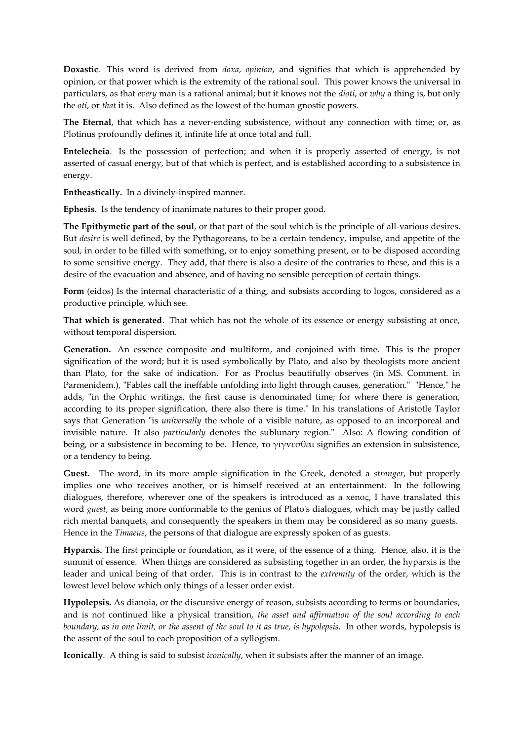**Doxastic**. This word is derived from *doxa*, *opinion*, and signifies that which is apprehended by opinion, or that power which is the extremity of the rational soul. This power knows the universal in particulars, as that *every* man is a rational animal; but it knows not the *dioti*, or *why* a thing is, but only the *oti*, or *that* it is. Also defined as the lowest of the human gnostic powers.

**The Eternal**, that which has a never-ending subsistence, without any connection with time; or, as Plotinus profoundly defines it, infinite life at once total and full.

**Entelecheia**. Is the possession of perfection; and when it is properly asserted of energy, is not asserted of casual energy, but of that which is perfect, and is established according to a subsistence in energy.

**Entheastically.** In a divinely-inspired manner.

**Ephesis**. Is the tendency of inanimate natures to their proper good.

**The Epithymetic part of the soul**, or that part of the soul which is the principle of all-various desires. But *desire* is well defined, by the Pythagoreans, to be a certain tendency, impulse, and appetite of the soul, in order to be filled with something, or to enjoy something present, or to be disposed according to some sensitive energy. They add, that there is also a desire of the contraries to these, and this is a desire of the evacuation and absence, and of having no sensible perception of certain things.

**Form** (eidos) Is the internal characteristic of a thing, and subsists according to logos, considered as a productive principle, which see.

**That which is generated**. That which has not the whole of its essence or energy subsisting at once, without temporal dispersion.

**Generation.** An essence composite and multiform, and conjoined with time. This is the proper signification of the word; but it is used symbolically by Plato, and also by theologists more ancient than Plato, for the sake of indication. For as Proclus beautifully observes (in MS. Comment. in Parmenidem.), "Fables call the ineffable unfolding into light through causes, generation." "Hence," he adds, "in the Orphic writings, the first cause is denominated time; for where there is generation, according to its proper signification, there also there is time." In his translations of Aristotle Taylor says that Generation "is *universally* the whole of a visible nature, as opposed to an incorporeal and invisible nature. It also *particularly* denotes the sublunary region." Also: A flowing condition of being, or a subsistence in becoming to be. Hence, το γιγνεσθαι signifies an extension in subsistence, or a tendency to being.

**Guest.** The word, in its more ample signification in the Greek, denoted a *stranger*, but properly implies one who receives another, or is himself received at an entertainment. In the following dialogues, therefore, wherever one of the speakers is introduced as a xenoς, I have translated this word *guest*, as being more conformable to the genius of Plato's dialogues, which may be justly called rich mental banquets, and consequently the speakers in them may be considered as so many guests. Hence in the *Timaeus*, the persons of that dialogue are expressly spoken of as guests.

**Hyparxis.** The first principle or foundation, as it were, of the essence of a thing. Hence, also, it is the summit of essence. When things are considered as subsisting together in an order, the hyparxis is the leader and unical being of that order. This is in contrast to the *extremity* of the order, which is the lowest level below which only things of a lesser order exist.

**Hypolepsis.** As dianoia, or the discursive energy of reason, subsists according to terms or boundaries, and is not continued like a physical transition, *the asset and affirmation of the soul according to each boundary, as in one limit, or the assent of the soul to it as true, is hypolepsis.* In other words, hypolepsis is the assent of the soul to each proposition of a syllogism.

**Iconically**. A thing is said to subsist *iconically*, when it subsists after the manner of an image.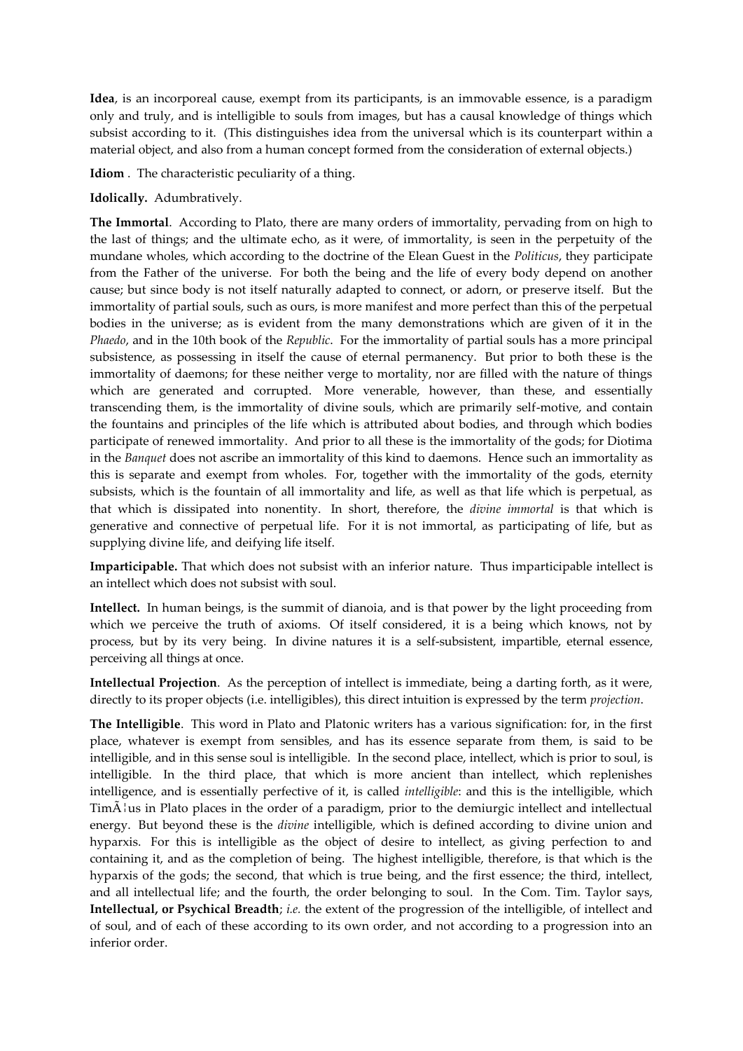**Idea**, is an incorporeal cause, exempt from its participants, is an immovable essence, is a paradigm only and truly, and is intelligible to souls from images, but has a causal knowledge of things which subsist according to it. (This distinguishes idea from the universal which is its counterpart within a material object, and also from a human concept formed from the consideration of external objects.)

**Idiom** . The characteristic peculiarity of a thing.

**Idolically.** Adumbratively.

**The Immortal**. According to Plato, there are many orders of immortality, pervading from on high to the last of things; and the ultimate echo, as it were, of immortality, is seen in the perpetuity of the mundane wholes, which according to the doctrine of the Elean Guest in the *Politicus*, they participate from the Father of the universe. For both the being and the life of every body depend on another cause; but since body is not itself naturally adapted to connect, or adorn, or preserve itself. But the immortality of partial souls, such as ours, is more manifest and more perfect than this of the perpetual bodies in the universe; as is evident from the many demonstrations which are given of it in the *Phaedo*, and in the 10th book of the *Republic*. For the immortality of partial souls has a more principal subsistence, as possessing in itself the cause of eternal permanency. But prior to both these is the immortality of daemons; for these neither verge to mortality, nor are filled with the nature of things which are generated and corrupted. More venerable, however, than these, and essentially transcending them, is the immortality of divine souls, which are primarily self-motive, and contain the fountains and principles of the life which is attributed about bodies, and through which bodies participate of renewed immortality. And prior to all these is the immortality of the gods; for Diotima in the *Banquet* does not ascribe an immortality of this kind to daemons. Hence such an immortality as this is separate and exempt from wholes. For, together with the immortality of the gods, eternity subsists, which is the fountain of all immortality and life, as well as that life which is perpetual, as that which is dissipated into nonentity. In short, therefore, the *divine immortal* is that which is generative and connective of perpetual life. For it is not immortal, as participating of life, but as supplying divine life, and deifying life itself.

**Imparticipable.** That which does not subsist with an inferior nature. Thus imparticipable intellect is an intellect which does not subsist with soul.

**Intellect.** In human beings, is the summit of dianoia, and is that power by the light proceeding from which we perceive the truth of axioms. Of itself considered, it is a being which knows, not by process, but by its very being. In divine natures it is a self-subsistent, impartible, eternal essence, perceiving all things at once.

**Intellectual Projection**. As the perception of intellect is immediate, being a darting forth, as it were, directly to its proper objects (i.e. intelligibles), this direct intuition is expressed by the term *projection*.

**The Intelligible**. This word in Plato and Platonic writers has a various signification: for, in the first place, whatever is exempt from sensibles, and has its essence separate from them, is said to be intelligible, and in this sense soul is intelligible. In the second place, intellect, which is prior to soul, is intelligible. In the third place, that which is more ancient than intellect, which replenishes intelligence, and is essentially perfective of it, is called *intelligible*: and this is the intelligible, which TimÃ¦us in Plato places in the order of a paradigm, prior to the demiurgic intellect and intellectual energy. But beyond these is the *divine* intelligible, which is defined according to divine union and hyparxis. For this is intelligible as the object of desire to intellect, as giving perfection to and containing it, and as the completion of being. The highest intelligible, therefore, is that which is the hyparxis of the gods; the second, that which is true being, and the first essence; the third, intellect, and all intellectual life; and the fourth, the order belonging to soul. In the Com. Tim. Taylor says, **Intellectual, or Psychical Breadth**; *i.e.* the extent of the progression of the intelligible, of intellect and of soul, and of each of these according to its own order, and not according to a progression into an inferior order.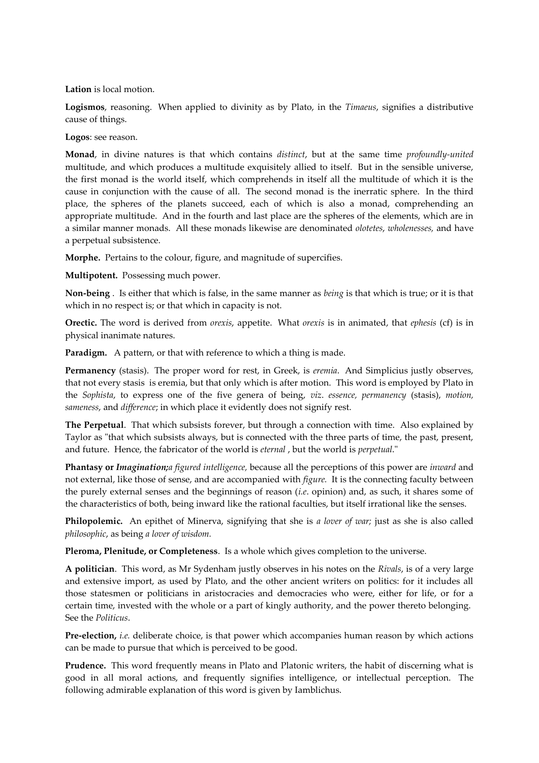**Lation** is local motion.

**Logismos**, reasoning. When applied to divinity as by Plato, in the *Timaeus*, signifies a distributive cause of things.

**Logos**: see reason.

**Monad**, in divine natures is that which contains *distinct*, but at the same time *profoundly-united* multitude, and which produces a multitude exquisitely allied to itself. But in the sensible universe, the first monad is the world itself, which comprehends in itself all the multitude of which it is the cause in conjunction with the cause of all. The second monad is the inerratic sphere. In the third place, the spheres of the planets succeed, each of which is also a monad, comprehending an appropriate multitude. And in the fourth and last place are the spheres of the elements, which are in a similar manner monads. All these monads likewise are denominated *olotetes*, *wholenesses,* and have a perpetual subsistence.

**Morphe.** Pertains to the colour, figure, and magnitude of supercifies.

**Multipotent.** Possessing much power.

**Non-being** . Is either that which is false, in the same manner as *being* is that which is true; or it is that which in no respect is; or that which in capacity is not.

**Orectic.** The word is derived from *orexis*, appetite. What *orexis* is in animated, that *ephesis* (cf) is in physical inanimate natures.

**Paradigm.** A pattern, or that with reference to which a thing is made.

**Permanency** (stasis). The proper word for rest, in Greek, is *eremia*. And Simplicius justly observes, that not every stasis is eremia, but that only which is after motion. This word is employed by Plato in the *Sophista*, to express one of the five genera of being, *viz*. *essence, permanency* (stasis), *motion, sameness*, and *difference*; in which place it evidently does not signify rest.

**The Perpetual**. That which subsists forever, but through a connection with time. Also explained by Taylor as "that which subsists always, but is connected with the three parts of time, the past, present, and future. Hence, the fabricator of the world is *eternal* , but the world is *perpetual*."

**Phantasy or *Imagination;*** *a figured intelligence,* because all the perceptions of this power are *inward* and not external, like those of sense, and are accompanied with *figure.* It is the connecting faculty between the purely external senses and the beginnings of reason (*i.e*. opinion) and, as such, it shares some of the characteristics of both, being inward like the rational faculties, but itself irrational like the senses.

**Philopolemic.** An epithet of Minerva, signifying that she is *a lover of war;* just as she is also called *philosophic*, as being *a lover of wisdom.*

**Pleroma, Plenitude, or Completeness**. Is a whole which gives completion to the universe.

**A politician**. This word, as Mr Sydenham justly observes in his notes on the *Rivals*, is of a very large and extensive import, as used by Plato, and the other ancient writers on politics: for it includes all those statesmen or politicians in aristocracies and democracies who were, either for life, or for a certain time, invested with the whole or a part of kingly authority, and the power thereto belonging. See the *Politicus*.

**Pre-election,** *i.e.* deliberate choice, is that power which accompanies human reason by which actions can be made to pursue that which is perceived to be good.

**Prudence.** This word frequently means in Plato and Platonic writers, the habit of discerning what is good in all moral actions, and frequently signifies intelligence, or intellectual perception. The following admirable explanation of this word is given by Iamblichus.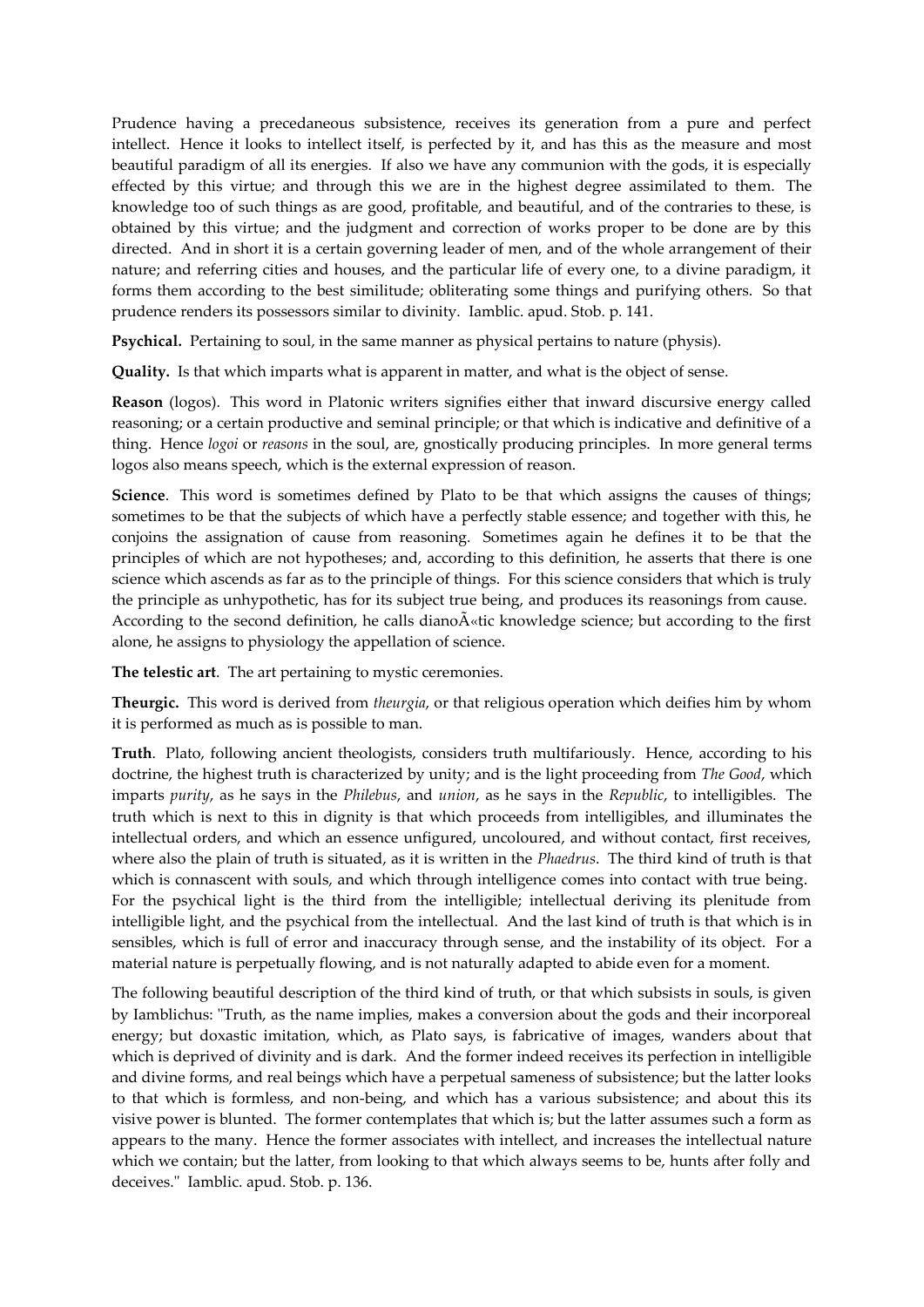Prudence having a precedaneous subsistence, receives its generation from a pure and perfect intellect. Hence it looks to intellect itself, is perfected by it, and has this as the measure and most beautiful paradigm of all its energies. If also we have any communion with the gods, it is especially effected by this virtue; and through this we are in the highest degree assimilated to them. The knowledge too of such things as are good, profitable, and beautiful, and of the contraries to these, is obtained by this virtue; and the judgment and correction of works proper to be done are by this directed. And in short it is a certain governing leader of men, and of the whole arrangement of their nature; and referring cities and houses, and the particular life of every one, to a divine paradigm, it forms them according to the best similitude; obliterating some things and purifying others. So that prudence renders its possessors similar to divinity. Iamblic. apud. Stob. p. 141.

**Psychical.** Pertaining to soul, in the same manner as physical pertains to nature (physis).

**Quality.** Is that which imparts what is apparent in matter, and what is the object of sense.

**Reason** (logos). This word in Platonic writers signifies either that inward discursive energy called reasoning; or a certain productive and seminal principle; or that which is indicative and definitive of a thing. Hence *logoi* or *reasons* in the soul, are, gnostically producing principles. In more general terms logos also means speech, which is the external expression of reason.

**Science**. This word is sometimes defined by Plato to be that which assigns the causes of things; sometimes to be that the subjects of which have a perfectly stable essence; and together with this, he conjoins the assignation of cause from reasoning. Sometimes again he defines it to be that the principles of which are not hypotheses; and, according to this definition, he asserts that there is one science which ascends as far as to the principle of things. For this science considers that which is truly the principle as unhypothetic, has for its subject true being, and produces its reasonings from cause. According to the second definition, he calls dianoÃ«tic knowledge science; but according to the first alone, he assigns to physiology the appellation of science.

**The telestic art**. The art pertaining to mystic ceremonies.

**Theurgic.** This word is derived from *theurgia*, or that religious operation which deifies him by whom it is performed as much as is possible to man.

**Truth**. Plato, following ancient theologists, considers truth multifariously. Hence, according to his doctrine, the highest truth is characterized by unity; and is the light proceeding from *The Good*, which imparts *purity*, as he says in the *Philebus*, and *union*, as he says in the *Republic*, to intelligibles. The truth which is next to this in dignity is that which proceeds from intelligibles, and illuminates the intellectual orders, and which an essence unfigured, uncoloured, and without contact, first receives, where also the plain of truth is situated, as it is written in the *Phaedrus*. The third kind of truth is that which is connascent with souls, and which through intelligence comes into contact with true being. For the psychical light is the third from the intelligible; intellectual deriving its plenitude from intelligible light, and the psychical from the intellectual. And the last kind of truth is that which is in sensibles, which is full of error and inaccuracy through sense, and the instability of its object. For a material nature is perpetually flowing, and is not naturally adapted to abide even for a moment.

The following beautiful description of the third kind of truth, or that which subsists in souls, is given by Iamblichus: "Truth, as the name implies, makes a conversion about the gods and their incorporeal energy; but doxastic imitation, which, as Plato says, is fabricative of images, wanders about that which is deprived of divinity and is dark. And the former indeed receives its perfection in intelligible and divine forms, and real beings which have a perpetual sameness of subsistence; but the latter looks to that which is formless, and non-being, and which has a various subsistence; and about this its visive power is blunted. The former contemplates that which is; but the latter assumes such a form as appears to the many. Hence the former associates with intellect, and increases the intellectual nature which we contain; but the latter, from looking to that which always seems to be, hunts after folly and deceives." Iamblic. apud. Stob. p. 136.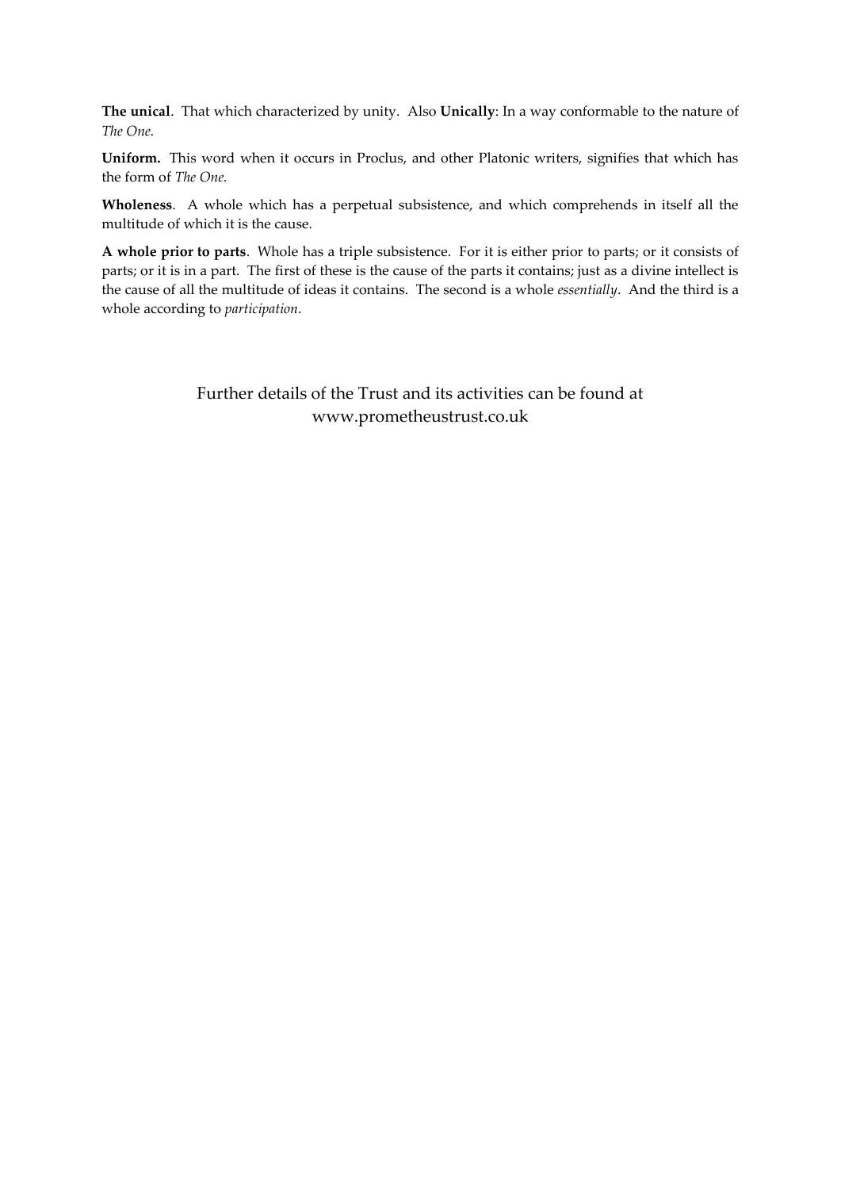**The unical**. That which characterized by unity. Also **Unically**: In a way conformable to the nature of *The One.*

**Uniform.** This word when it occurs in Proclus, and other Platonic writers, signifies that which has the form of *The One.*

**Wholeness**. A whole which has a perpetual subsistence, and which comprehends in itself all the multitude of which it is the cause.

**A whole prior to parts**. Whole has a triple subsistence. For it is either prior to parts; or it consists of parts; or it is in a part. The first of these is the cause of the parts it contains; just as a divine intellect is the cause of all the multitude of ideas it contains. The second is a whole *essentially*. And the third is a whole according to *participation*.

Further details of the Trust and its activities can be found at
www.prometheustrust.co.uk